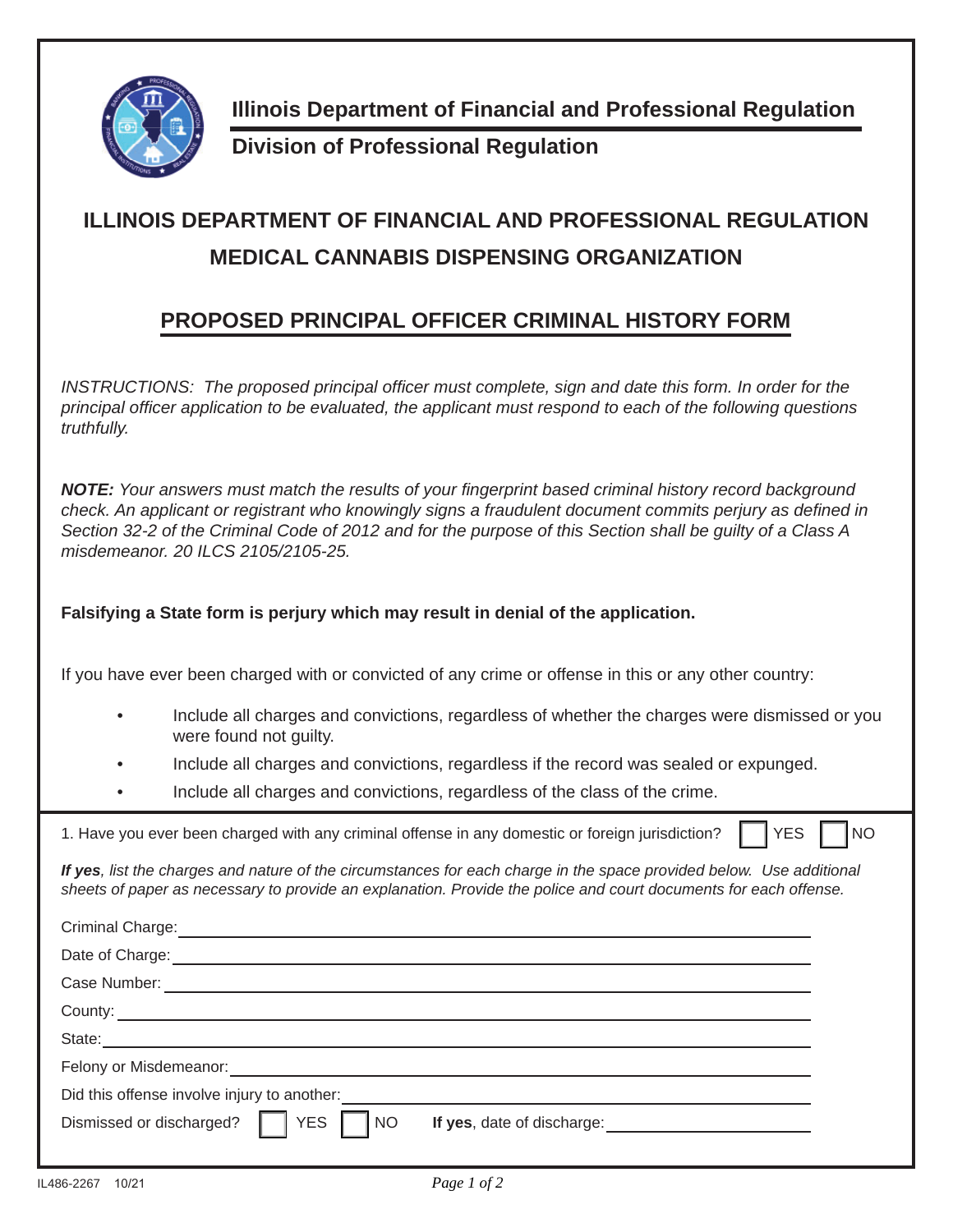**Illinois Department of Financial and Professional Regulation**

**Division of Professional Regulation**

# ILLINOIS DEPARTMENT OF FINANCIAL AND PROFESSIONAL REGULATION
# MEDICAL CANNABIS DISPENSING ORGANIZATION

## PROPOSED PRINCIPAL OFFICER CRIMINAL HISTORY FORM

*INSTRUCTIONS: The proposed principal officer must complete, sign and date this form. In order for the principal officer application to be evaluated, the applicant must respond to each of the following questions truthfully.*

***NOTE:*** *Your answers must match the results of your fingerprint based criminal history record background check. An applicant or registrant who knowingly signs a fraudulent document commits perjury as defined in Section 32-2 of the Criminal Code of 2012 and for the purpose of this Section shall be guilty of a Class A misdemeanor. 20 ILCS 2105/2105-25.*

**Falsifying a State form is perjury which may result in denial of the application.**

If you have ever been charged with or convicted of any crime or offense in this or any other country:

- Include all charges and convictions, regardless of whether the charges were dismissed or you were found not guilty.
- Include all charges and convictions, regardless if the record was sealed or expunged.
- Include all charges and convictions, regardless of the class of the crime.

1. Have you ever been charged with any criminal offense in any domestic or foreign jurisdiction? ☐ YES ☐ NO

***If yes****, list the charges and nature of the circumstances for each charge in the space provided below. Use additional sheets of paper as necessary to provide an explanation. Provide the police and court documents for each offense.*

Criminal Charge: ____________________

Date of Charge: ____________________

Case Number: ____________________

County: ____________________

State: ____________________

Felony or Misdemeanor: ____________________

Did this offense involve injury to another: ____________________

Dismissed or discharged? ☐ YES ☐ NO **If yes**, date of discharge: ____________________

IL486-2267 10/21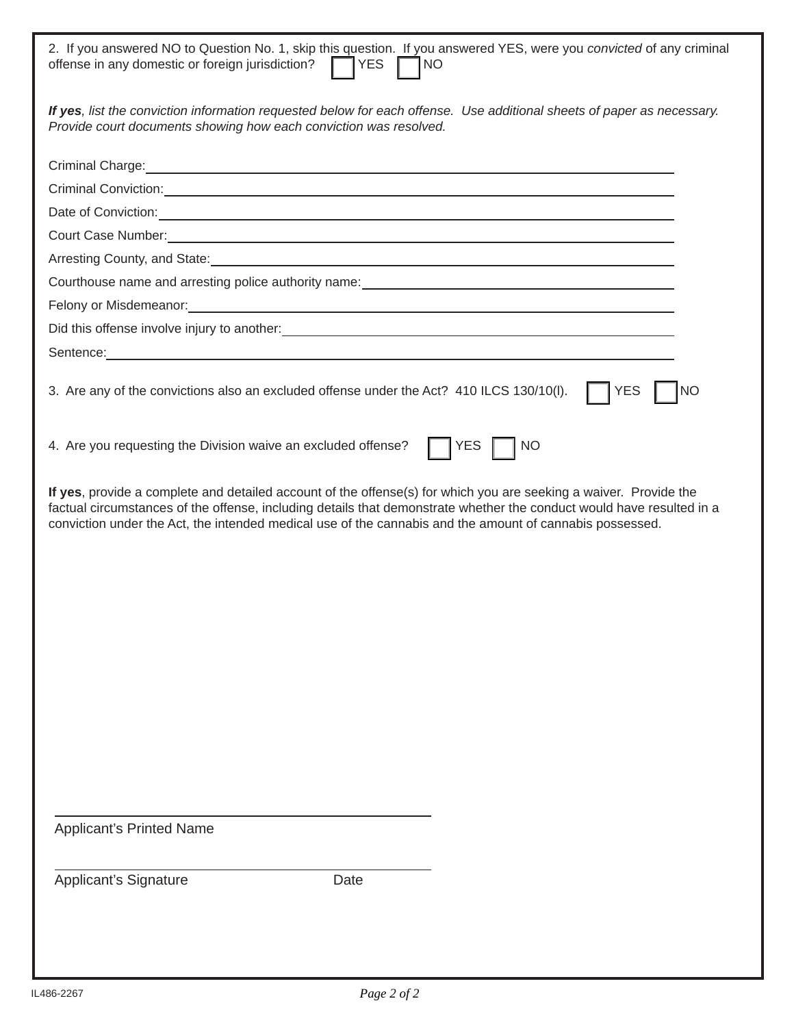2. If you answered NO to Question No. 1, skip this question. If you answered YES, were you *convicted* of any criminal offense in any domestic or foreign jurisdiction? ☐ YES ☐ NO

***If yes**, list the conviction information requested below for each offense. Use additional sheets of paper as necessary. Provide court documents showing how each conviction was resolved.*

Criminal Charge: ______________________________

Criminal Conviction: ______________________________

Date of Conviction: ______________________________

Court Case Number: ______________________________

Arresting County, and State: ______________________________

Courthouse name and arresting police authority name: ______________________________

Felony or Misdemeanor: ______________________________

Did this offense involve injury to another: ______________________________

Sentence: ______________________________

3. Are any of the convictions also an excluded offense under the Act? 410 ILCS 130/10(l). ☐ YES ☐ NO

4. Are you requesting the Division waive an excluded offense? ☐ YES ☐ NO

**If yes**, provide a complete and detailed account of the offense(s) for which you are seeking a waiver. Provide the factual circumstances of the offense, including details that demonstrate whether the conduct would have resulted in a conviction under the Act, the intended medical use of the cannabis and the amount of cannabis possessed.

______________________________
Applicant's Printed Name

______________________________
Applicant's Signature Date

IL486-2267